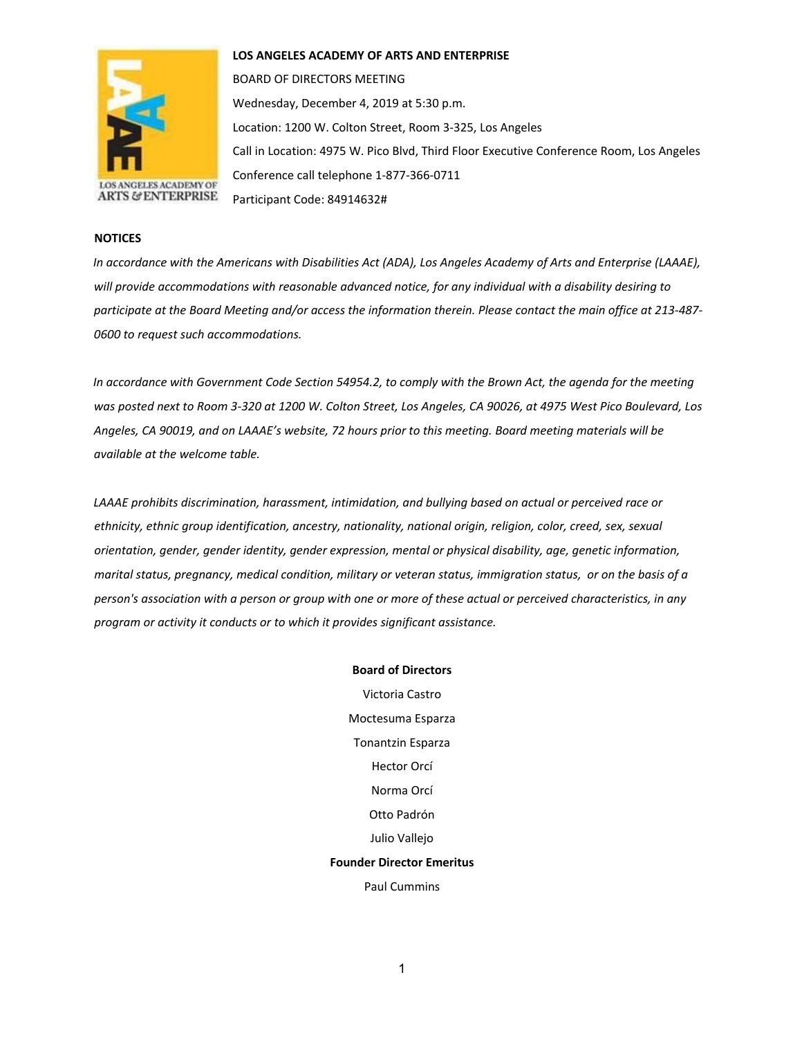**LOS ANGELES ACADEMY OF ARTS AND ENTERPRISE**

BOARD OF DIRECTORS MEETING

Wednesday, December 4, 2019 at 5:30 p.m.

Location: 1200 W. Colton Street, Room 3-325, Los Angeles

Call in Location: 4975 W. Pico Blvd, Third Floor Executive Conference Room, Los Angeles

Conference call telephone 1-877-366-0711

Participant Code: 84914632#

**NOTICES**

*In accordance with the Americans with Disabilities Act (ADA), Los Angeles Academy of Arts and Enterprise (LAAAE), will provide accommodations with reasonable advanced notice, for any individual with a disability desiring to participate at the Board Meeting and/or access the information therein. Please contact the main office at 213-487-0600 to request such accommodations.*

*In accordance with Government Code Section 54954.2, to comply with the Brown Act, the agenda for the meeting was posted next to Room 3-320 at 1200 W. Colton Street, Los Angeles, CA 90026, at 4975 West Pico Boulevard, Los Angeles, CA 90019, and on LAAAE's website, 72 hours prior to this meeting. Board meeting materials will be available at the welcome table.*

*LAAAE prohibits discrimination, harassment, intimidation, and bullying based on actual or perceived race or ethnicity, ethnic group identification, ancestry, nationality, national origin, religion, color, creed, sex, sexual orientation, gender, gender identity, gender expression, mental or physical disability, age, genetic information, marital status, pregnancy, medical condition, military or veteran status, immigration status, or on the basis of a person's association with a person or group with one or more of these actual or perceived characteristics, in any program or activity it conducts or to which it provides significant assistance.*

**Board of Directors**

Victoria Castro

Moctesuma Esparza

Tonantzin Esparza

Hector Orcí

Norma Orcí

Otto Padrón

Julio Vallejo

**Founder Director Emeritus**

Paul Cummins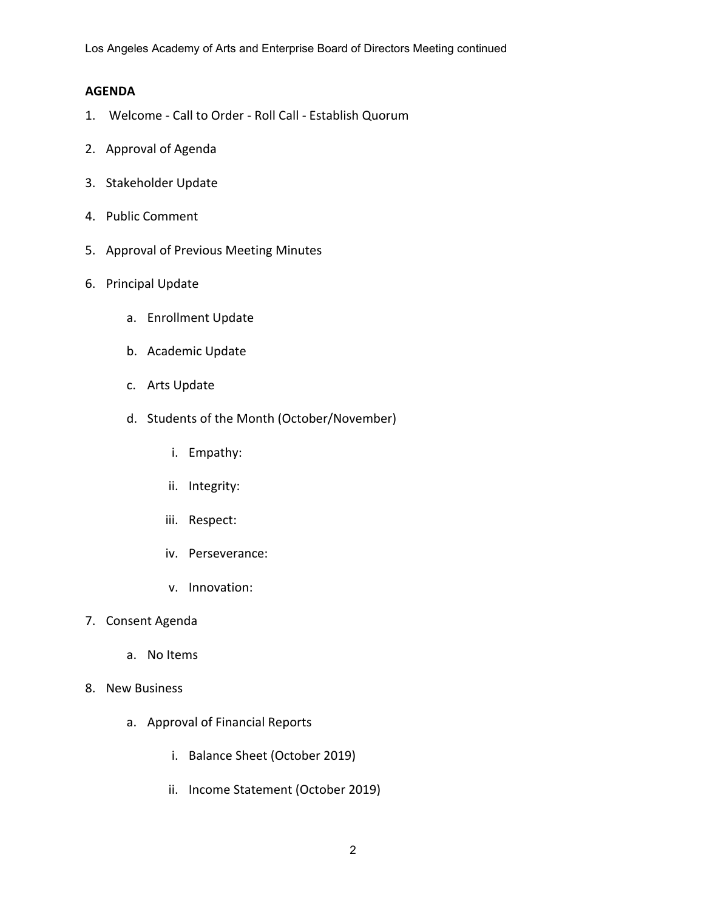**AGENDA**

1. Welcome - Call to Order - Roll Call - Establish Quorum
2. Approval of Agenda
3. Stakeholder Update
4. Public Comment
5. Approval of Previous Meeting Minutes
6. Principal Update
    a. Enrollment Update
    b. Academic Update
    c. Arts Update
    d. Students of the Month (October/November)
        i. Empathy:
        ii. Integrity:
        iii. Respect:
        iv. Perseverance:
        v. Innovation:
7. Consent Agenda
    a. No Items
8. New Business
    a. Approval of Financial Reports
        i. Balance Sheet (October 2019)
        ii. Income Statement (October 2019)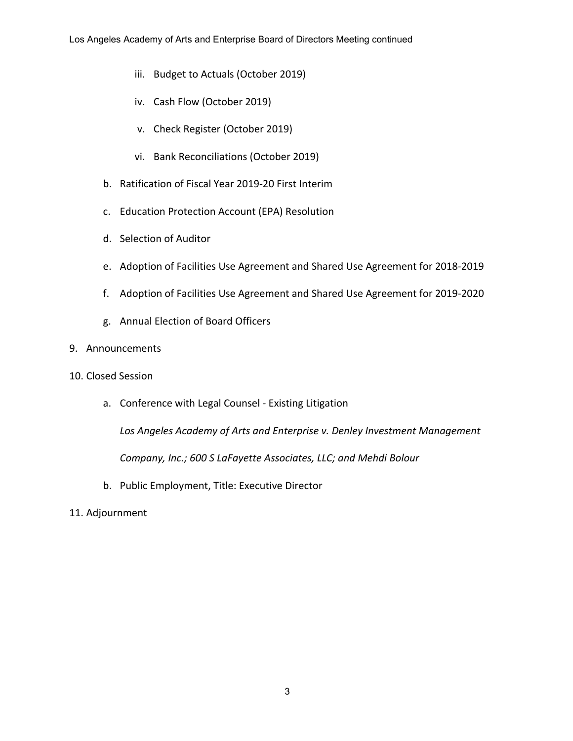iii. Budget to Actuals (October 2019)

iv. Cash Flow (October 2019)

v. Check Register (October 2019)

vi. Bank Reconciliations (October 2019)

b. Ratification of Fiscal Year 2019-20 First Interim

c. Education Protection Account (EPA) Resolution

d. Selection of Auditor

e. Adoption of Facilities Use Agreement and Shared Use Agreement for 2018-2019

f. Adoption of Facilities Use Agreement and Shared Use Agreement for 2019-2020

g. Annual Election of Board Officers

9. Announcements

10. Closed Session

    a. Conference with Legal Counsel - Existing Litigation

       *Los Angeles Academy of Arts and Enterprise v. Denley Investment Management Company, Inc.; 600 S LaFayette Associates, LLC; and Mehdi Bolour*

    b. Public Employment, Title: Executive Director

11. Adjournment